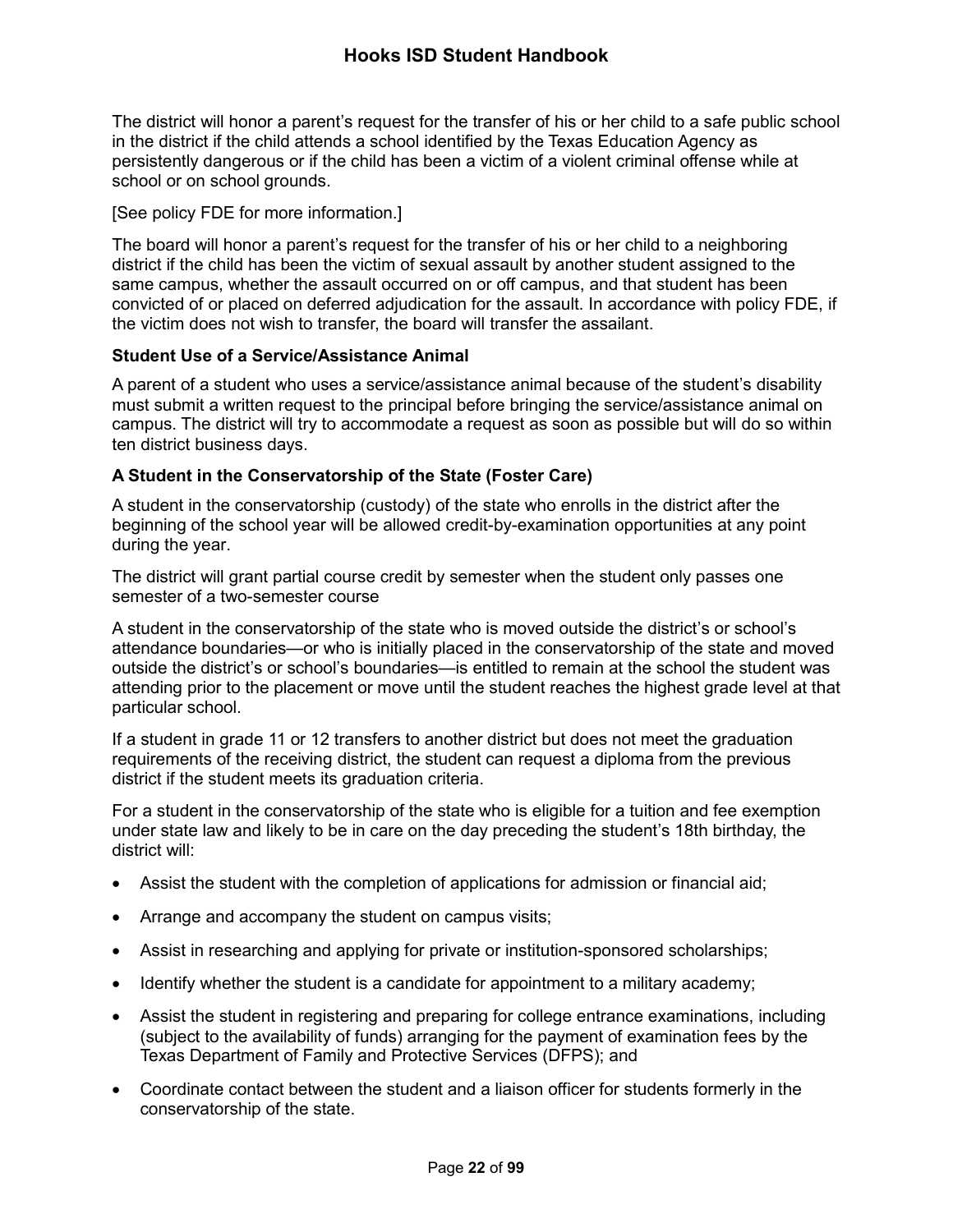The district will honor a parent's request for the transfer of his or her child to a safe public school in the district if the child attends a school identified by the Texas Education Agency as persistently dangerous or if the child has been a victim of a violent criminal offense while at school or on school grounds.

[See policy FDE for more information.]

The board will honor a parent's request for the transfer of his or her child to a neighboring district if the child has been the victim of sexual assault by another student assigned to the same campus, whether the assault occurred on or off campus, and that student has been convicted of or placed on deferred adjudication for the assault. In accordance with policy FDE, if the victim does not wish to transfer, the board will transfer the assailant.

### Student Use of a Service/Assistance Animal

A parent of a student who uses a service/assistance animal because of the student's disability must submit a written request to the principal before bringing the service/assistance animal on campus. The district will try to accommodate a request as soon as possible but will do so within ten district business days.

### A Student in the Conservatorship of the State (Foster Care)

A student in the conservatorship (custody) of the state who enrolls in the district after the beginning of the school year will be allowed credit-by-examination opportunities at any point during the year.

The district will grant partial course credit by semester when the student only passes one semester of a two-semester course

A student in the conservatorship of the state who is moved outside the district's or school's attendance boundaries—or who is initially placed in the conservatorship of the state and moved outside the district's or school's boundaries—is entitled to remain at the school the student was attending prior to the placement or move until the student reaches the highest grade level at that particular school.

If a student in grade 11 or 12 transfers to another district but does not meet the graduation requirements of the receiving district, the student can request a diploma from the previous district if the student meets its graduation criteria.

For a student in the conservatorship of the state who is eligible for a tuition and fee exemption under state law and likely to be in care on the day preceding the student's 18th birthday, the district will:

- Assist the student with the completion of applications for admission or financial aid;
- Arrange and accompany the student on campus visits;
- Assist in researching and applying for private or institution-sponsored scholarships;
- Identify whether the student is a candidate for appointment to a military academy;
- Assist the student in registering and preparing for college entrance examinations, including (subject to the availability of funds) arranging for the payment of examination fees by the Texas Department of Family and Protective Services (DFPS); and
- Coordinate contact between the student and a liaison officer for students formerly in the conservatorship of the state.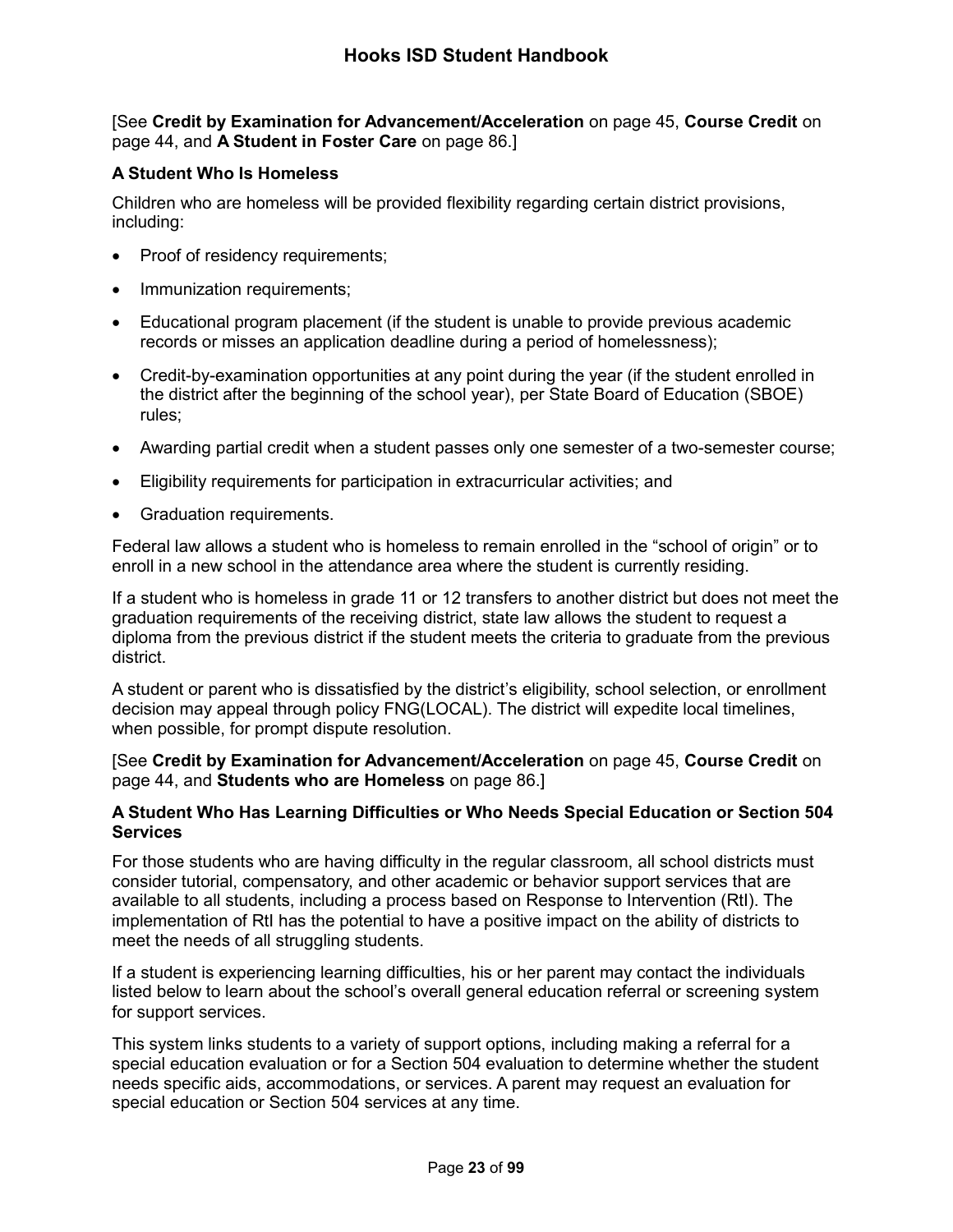[See **Credit by Examination for Advancement/Acceleration** on page 45, **Course Credit** on page 44, and **A Student in Foster Care** on page 86.]

### A Student Who Is Homeless

Children who are homeless will be provided flexibility regarding certain district provisions, including:

- Proof of residency requirements;
- Immunization requirements;
- Educational program placement (if the student is unable to provide previous academic records or misses an application deadline during a period of homelessness);
- Credit-by-examination opportunities at any point during the year (if the student enrolled in the district after the beginning of the school year), per State Board of Education (SBOE) rules;
- Awarding partial credit when a student passes only one semester of a two-semester course;
- Eligibility requirements for participation in extracurricular activities; and
- Graduation requirements.

Federal law allows a student who is homeless to remain enrolled in the "school of origin" or to enroll in a new school in the attendance area where the student is currently residing.

If a student who is homeless in grade 11 or 12 transfers to another district but does not meet the graduation requirements of the receiving district, state law allows the student to request a diploma from the previous district if the student meets the criteria to graduate from the previous district.

A student or parent who is dissatisfied by the district's eligibility, school selection, or enrollment decision may appeal through policy FNG(LOCAL). The district will expedite local timelines, when possible, for prompt dispute resolution.

[See **Credit by Examination for Advancement/Acceleration** on page 45, **Course Credit** on page 44, and **Students who are Homeless** on page 86.]

### A Student Who Has Learning Difficulties or Who Needs Special Education or Section 504 Services

For those students who are having difficulty in the regular classroom, all school districts must consider tutorial, compensatory, and other academic or behavior support services that are available to all students, including a process based on Response to Intervention (RtI). The implementation of RtI has the potential to have a positive impact on the ability of districts to meet the needs of all struggling students.

If a student is experiencing learning difficulties, his or her parent may contact the individuals listed below to learn about the school's overall general education referral or screening system for support services.

This system links students to a variety of support options, including making a referral for a special education evaluation or for a Section 504 evaluation to determine whether the student needs specific aids, accommodations, or services. A parent may request an evaluation for special education or Section 504 services at any time.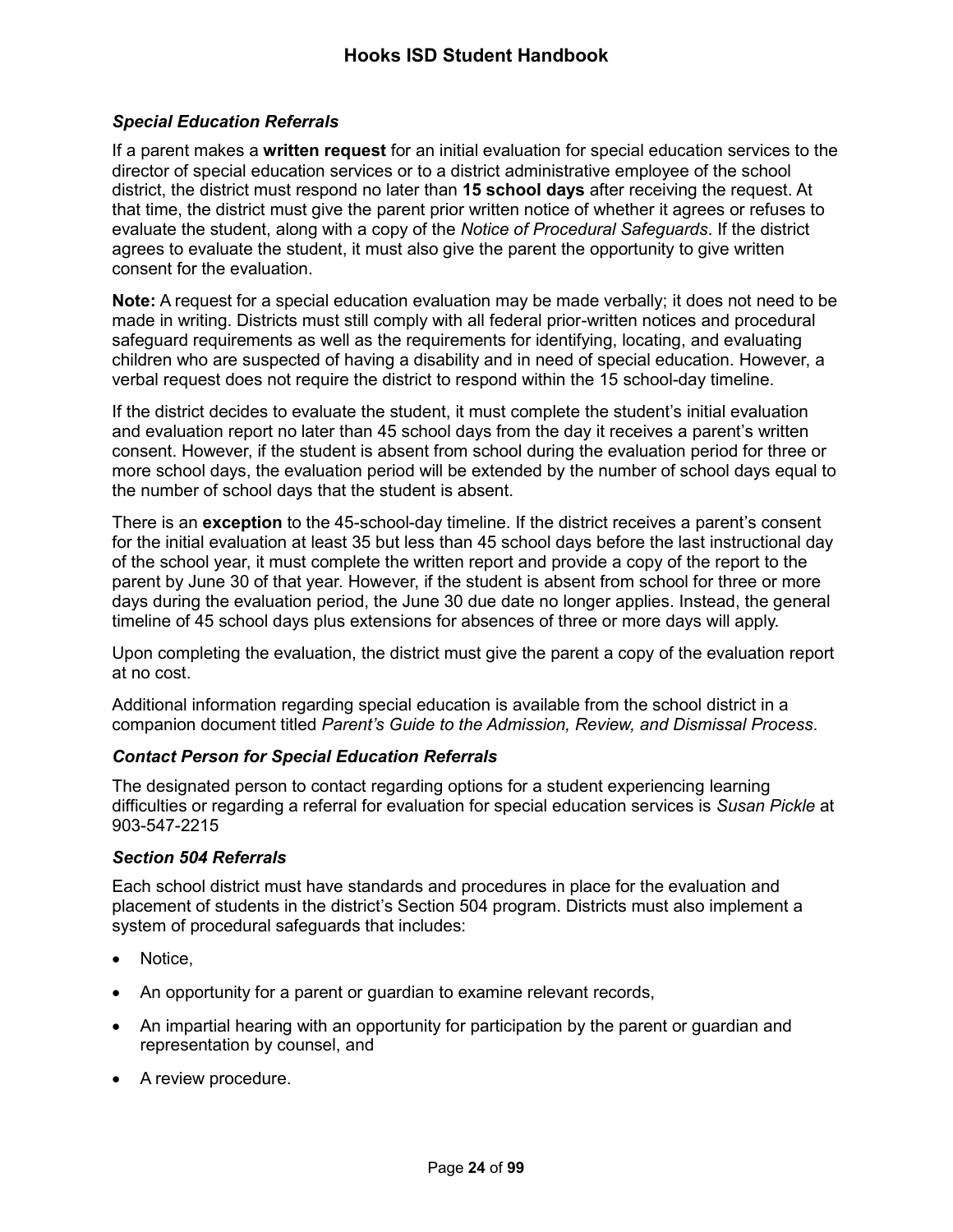### *Special Education Referrals*

If a parent makes a **written request** for an initial evaluation for special education services to the director of special education services or to a district administrative employee of the school district, the district must respond no later than **15 school days** after receiving the request. At that time, the district must give the parent prior written notice of whether it agrees or refuses to evaluate the student, along with a copy of the *Notice of Procedural Safeguards*. If the district agrees to evaluate the student, it must also give the parent the opportunity to give written consent for the evaluation.

**Note:** A request for a special education evaluation may be made verbally; it does not need to be made in writing. Districts must still comply with all federal prior-written notices and procedural safeguard requirements as well as the requirements for identifying, locating, and evaluating children who are suspected of having a disability and in need of special education. However, a verbal request does not require the district to respond within the 15 school-day timeline.

If the district decides to evaluate the student, it must complete the student's initial evaluation and evaluation report no later than 45 school days from the day it receives a parent's written consent. However, if the student is absent from school during the evaluation period for three or more school days, the evaluation period will be extended by the number of school days equal to the number of school days that the student is absent.

There is an **exception** to the 45-school-day timeline. If the district receives a parent's consent for the initial evaluation at least 35 but less than 45 school days before the last instructional day of the school year, it must complete the written report and provide a copy of the report to the parent by June 30 of that year. However, if the student is absent from school for three or more days during the evaluation period, the June 30 due date no longer applies. Instead, the general timeline of 45 school days plus extensions for absences of three or more days will apply.

Upon completing the evaluation, the district must give the parent a copy of the evaluation report at no cost.

Additional information regarding special education is available from the school district in a companion document titled *Parent's Guide to the Admission, Review, and Dismissal Process*.

### *Contact Person for Special Education Referrals*

The designated person to contact regarding options for a student experiencing learning difficulties or regarding a referral for evaluation for special education services is *Susan Pickle* at 903-547-2215

### *Section 504 Referrals*

Each school district must have standards and procedures in place for the evaluation and placement of students in the district's Section 504 program. Districts must also implement a system of procedural safeguards that includes:

- Notice,
- An opportunity for a parent or guardian to examine relevant records,
- An impartial hearing with an opportunity for participation by the parent or guardian and representation by counsel, and
- A review procedure.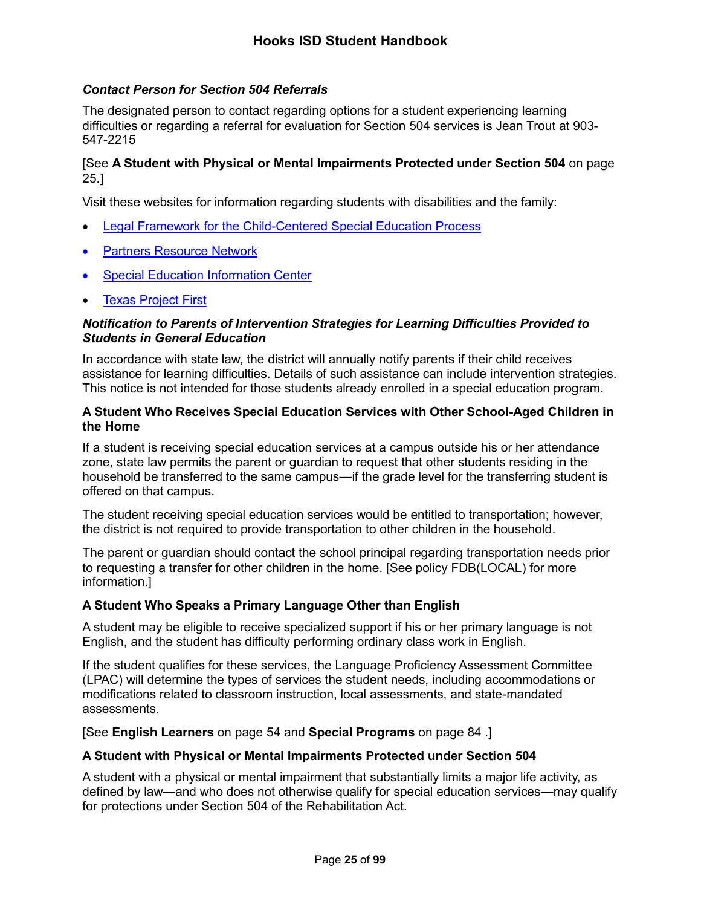#### *Contact Person for Section 504 Referrals*

The designated person to contact regarding options for a student experiencing learning difficulties or regarding a referral for evaluation for Section 504 services is Jean Trout at 903-547-2215

[See **A Student with Physical or Mental Impairments Protected under Section 504** on page 25.]

Visit these websites for information regarding students with disabilities and the family:

- Legal Framework for the Child-Centered Special Education Process
- Partners Resource Network
- Special Education Information Center
- Texas Project First

#### *Notification to Parents of Intervention Strategies for Learning Difficulties Provided to Students in General Education*

In accordance with state law, the district will annually notify parents if their child receives assistance for learning difficulties. Details of such assistance can include intervention strategies. This notice is not intended for those students already enrolled in a special education program.

### A Student Who Receives Special Education Services with Other School-Aged Children in the Home

If a student is receiving special education services at a campus outside his or her attendance zone, state law permits the parent or guardian to request that other students residing in the household be transferred to the same campus—if the grade level for the transferring student is offered on that campus.

The student receiving special education services would be entitled to transportation; however, the district is not required to provide transportation to other children in the household.

The parent or guardian should contact the school principal regarding transportation needs prior to requesting a transfer for other children in the home. [See policy FDB(LOCAL) for more information.]

### A Student Who Speaks a Primary Language Other than English

A student may be eligible to receive specialized support if his or her primary language is not English, and the student has difficulty performing ordinary class work in English.

If the student qualifies for these services, the Language Proficiency Assessment Committee (LPAC) will determine the types of services the student needs, including accommodations or modifications related to classroom instruction, local assessments, and state-mandated assessments.

[See **English Learners** on page 54 and **Special Programs** on page 84 .]

### A Student with Physical or Mental Impairments Protected under Section 504

A student with a physical or mental impairment that substantially limits a major life activity, as defined by law—and who does not otherwise qualify for special education services—may qualify for protections under Section 504 of the Rehabilitation Act.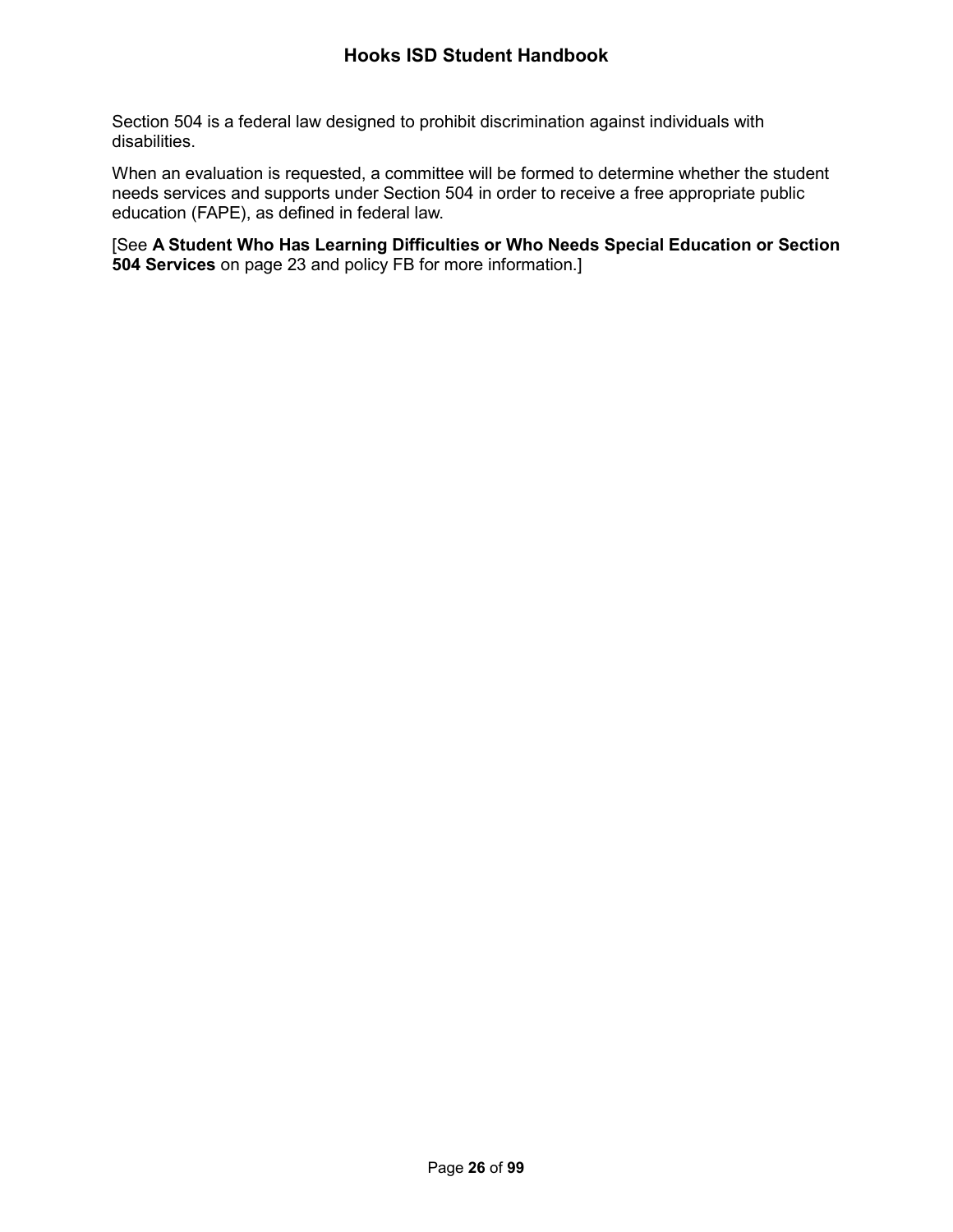Section 504 is a federal law designed to prohibit discrimination against individuals with disabilities.

When an evaluation is requested, a committee will be formed to determine whether the student needs services and supports under Section 504 in order to receive a free appropriate public education (FAPE), as defined in federal law.

[See **A Student Who Has Learning Difficulties or Who Needs Special Education or Section 504 Services** on page 23 and policy FB for more information.]